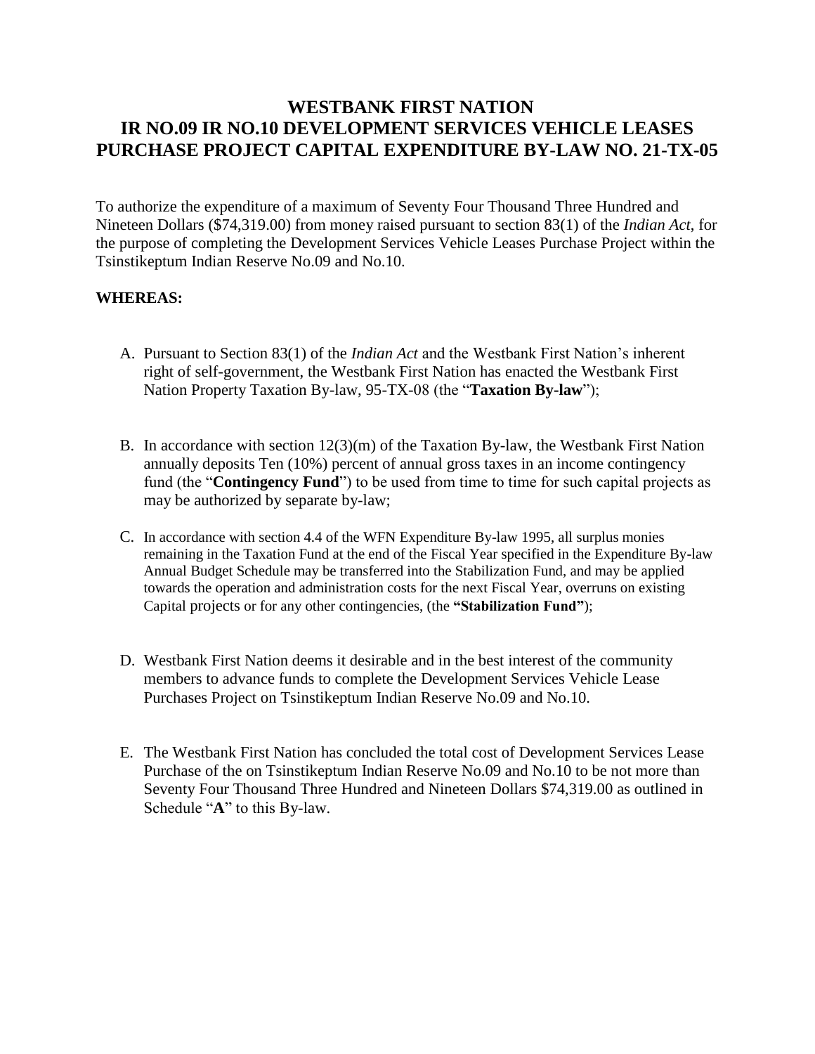# WESTBANK FIRST NATION
# IR NO.09 IR NO.10 DEVELOPMENT SERVICES VEHICLE LEASES PURCHASE PROJECT CAPITAL EXPENDITURE BY-LAW NO. 21-TX-05

To authorize the expenditure of a maximum of Seventy Four Thousand Three Hundred and Nineteen Dollars ($74,319.00) from money raised pursuant to section 83(1) of the *Indian Act*, for the purpose of completing the Development Services Vehicle Leases Purchase Project within the Tsinstikeptum Indian Reserve No.09 and No.10.

**WHEREAS:**

A. Pursuant to Section 83(1) of the *Indian Act* and the Westbank First Nation's inherent right of self-government, the Westbank First Nation has enacted the Westbank First Nation Property Taxation By-law, 95-TX-08 (the "**Taxation By-law**");

B. In accordance with section 12(3)(m) of the Taxation By-law, the Westbank First Nation annually deposits Ten (10%) percent of annual gross taxes in an income contingency fund (the "**Contingency Fund**") to be used from time to time for such capital projects as may be authorized by separate by-law;

C. In accordance with section 4.4 of the WFN Expenditure By-law 1995, all surplus monies remaining in the Taxation Fund at the end of the Fiscal Year specified in the Expenditure By-law Annual Budget Schedule may be transferred into the Stabilization Fund, and may be applied towards the operation and administration costs for the next Fiscal Year, overruns on existing Capital projects or for any other contingencies, (the **"Stabilization Fund"**);

D. Westbank First Nation deems it desirable and in the best interest of the community members to advance funds to complete the Development Services Vehicle Lease Purchases Project on Tsinstikeptum Indian Reserve No.09 and No.10.

E. The Westbank First Nation has concluded the total cost of Development Services Lease Purchase of the on Tsinstikeptum Indian Reserve No.09 and No.10 to be not more than Seventy Four Thousand Three Hundred and Nineteen Dollars $74,319.00 as outlined in Schedule "**A**" to this By-law.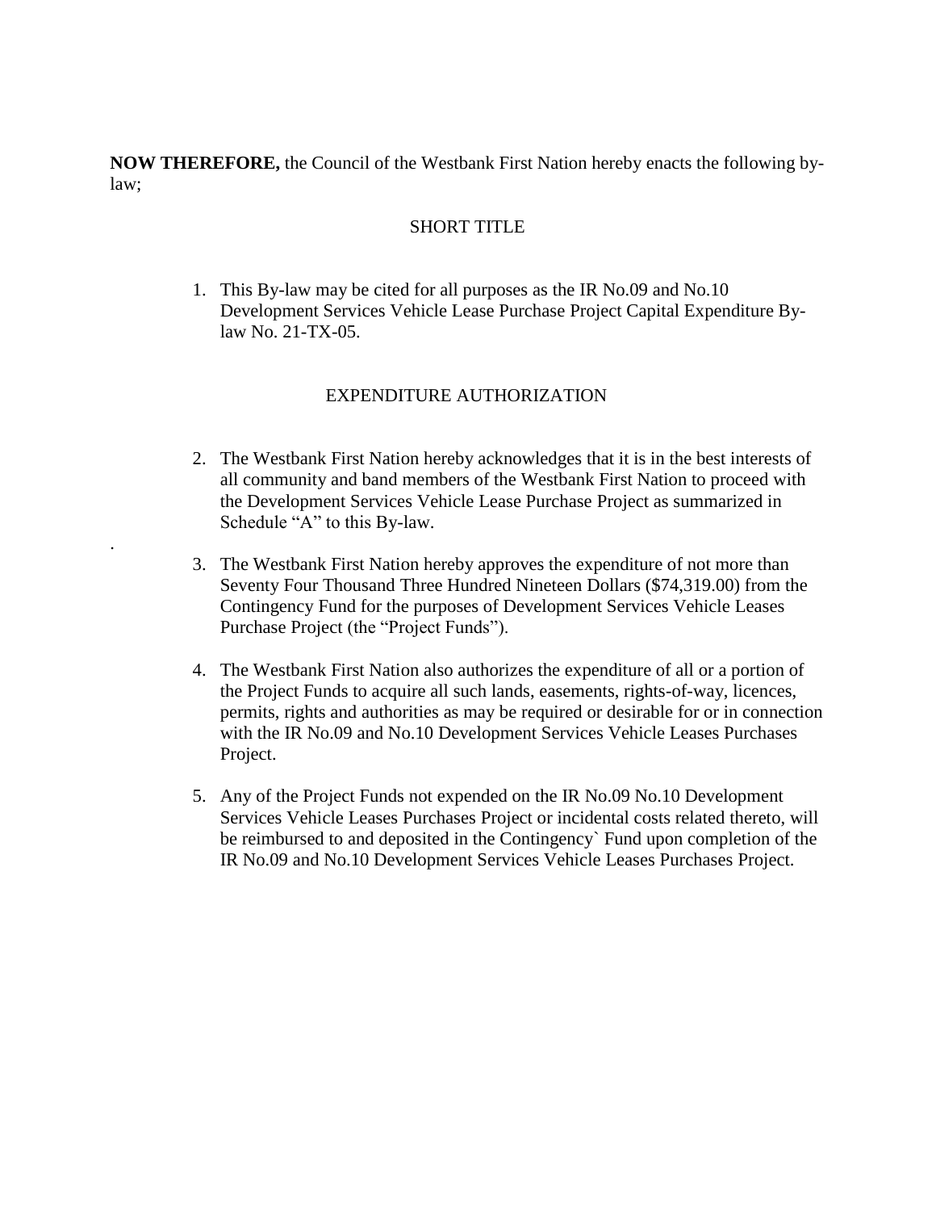**NOW THEREFORE,** the Council of the Westbank First Nation hereby enacts the following by-law;

## SHORT TITLE

1. This By-law may be cited for all purposes as the IR No.09 and No.10 Development Services Vehicle Lease Purchase Project Capital Expenditure By-law No. 21-TX-05.

## EXPENDITURE AUTHORIZATION

2. The Westbank First Nation hereby acknowledges that it is in the best interests of all community and band members of the Westbank First Nation to proceed with the Development Services Vehicle Lease Purchase Project as summarized in Schedule "A" to this By-law.

3. The Westbank First Nation hereby approves the expenditure of not more than Seventy Four Thousand Three Hundred Nineteen Dollars ($74,319.00) from the Contingency Fund for the purposes of Development Services Vehicle Leases Purchase Project (the "Project Funds").

4. The Westbank First Nation also authorizes the expenditure of all or a portion of the Project Funds to acquire all such lands, easements, rights-of-way, licences, permits, rights and authorities as may be required or desirable for or in connection with the IR No.09 and No.10 Development Services Vehicle Leases Purchases Project.

5. Any of the Project Funds not expended on the IR No.09 No.10 Development Services Vehicle Leases Purchases Project or incidental costs related thereto, will be reimbursed to and deposited in the Contingency` Fund upon completion of the IR No.09 and No.10 Development Services Vehicle Leases Purchases Project.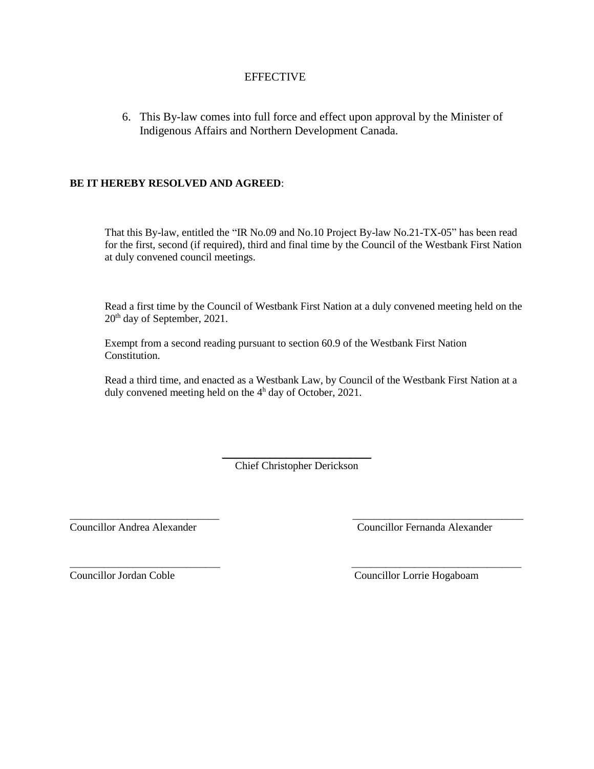EFFECTIVE

6. This By-law comes into full force and effect upon approval by the Minister of Indigenous Affairs and Northern Development Canada.

**BE IT HEREBY RESOLVED AND AGREED**:

That this By-law, entitled the "IR No.09 and No.10 Project By-law No.21-TX-05" has been read for the first, second (if required), third and final time by the Council of the Westbank First Nation at duly convened council meetings.

Read a first time by the Council of Westbank First Nation at a duly convened meeting held on the 20th day of September, 2021.

Exempt from a second reading pursuant to section 60.9 of the Westbank First Nation Constitution.

Read a third time, and enacted as a Westbank Law, by Council of the Westbank First Nation at a duly convened meeting held on the 4h day of October, 2021.

\_\_\_\_\_\_\_\_\_\_\_\_\_\_\_\_\_\_\_\_\_\_\_\_\_\_\_\_
Chief Christopher Derickson

\_\_\_\_\_\_\_\_\_\_\_\_\_\_\_\_\_\_\_\_\_\_\_\_\_\_\_\_
Councillor Andrea Alexander

\_\_\_\_\_\_\_\_\_\_\_\_\_\_\_\_\_\_\_\_\_\_\_\_\_\_\_\_
Councillor Fernanda Alexander

\_\_\_\_\_\_\_\_\_\_\_\_\_\_\_\_\_\_\_\_\_\_\_\_\_\_\_\_
Councillor Jordan Coble

\_\_\_\_\_\_\_\_\_\_\_\_\_\_\_\_\_\_\_\_\_\_\_\_\_\_\_\_
Councillor Lorrie Hogaboam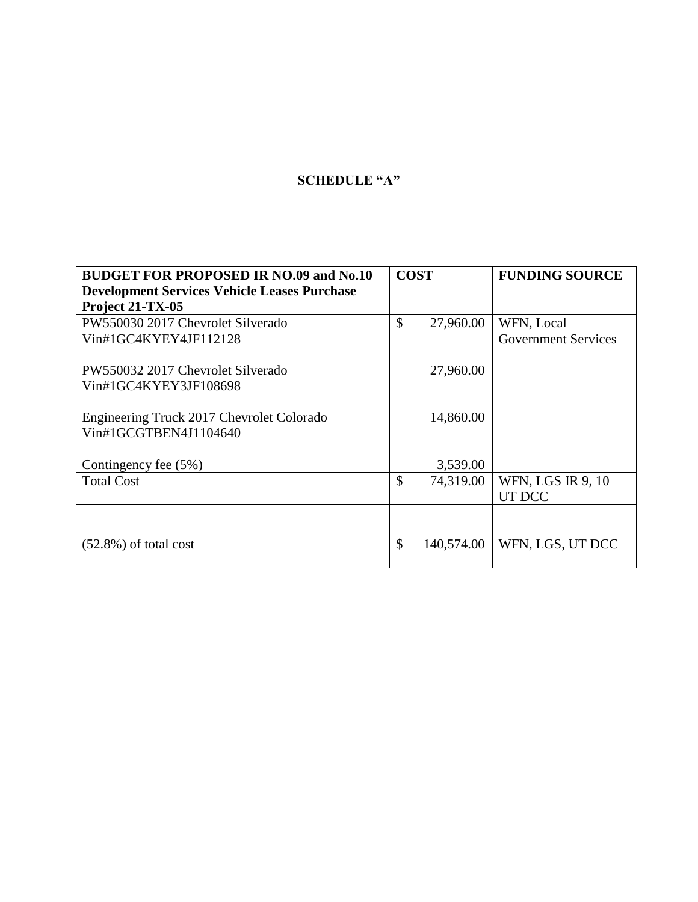**SCHEDULE "A"**

| BUDGET FOR PROPOSED IR NO.09 and No.10 Development Services Vehicle Leases Purchase Project 21-TX-05 | COST | FUNDING SOURCE |
|---|---|---|
| PW550030 2017 Chevrolet Silverado Vin#1GC4KYEY4JF112128 | $ 27,960.00 | WFN, Local Government Services |
| PW550032 2017 Chevrolet Silverado Vin#1GC4KYEY3JF108698 | 27,960.00 | |
| Engineering Truck 2017 Chevrolet Colorado Vin#1GCGTBEN4J1104640 | 14,860.00 | |
| Contingency fee (5%) | 3,539.00 | |
| Total Cost | $ 74,319.00 | WFN, LGS IR 9, 10 UT DCC |
| (52.8%) of total cost | $ 140,574.00 | WFN, LGS, UT DCC |